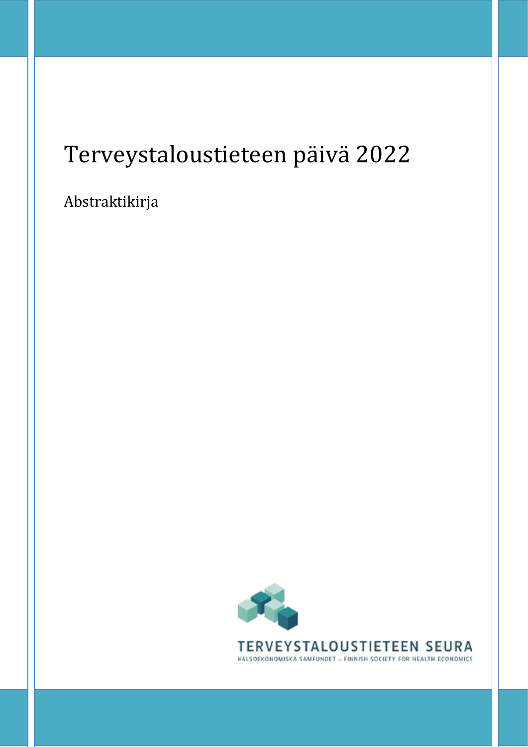# Terveystaloustieteen päivä 2022

Abstraktikirja

TERVEYSTALOUSTIETEEN SEURA

HÄLSOEKONOMISKA SAMFUNDET – FINNISH SOCIETY FOR HEALTH ECONOMICS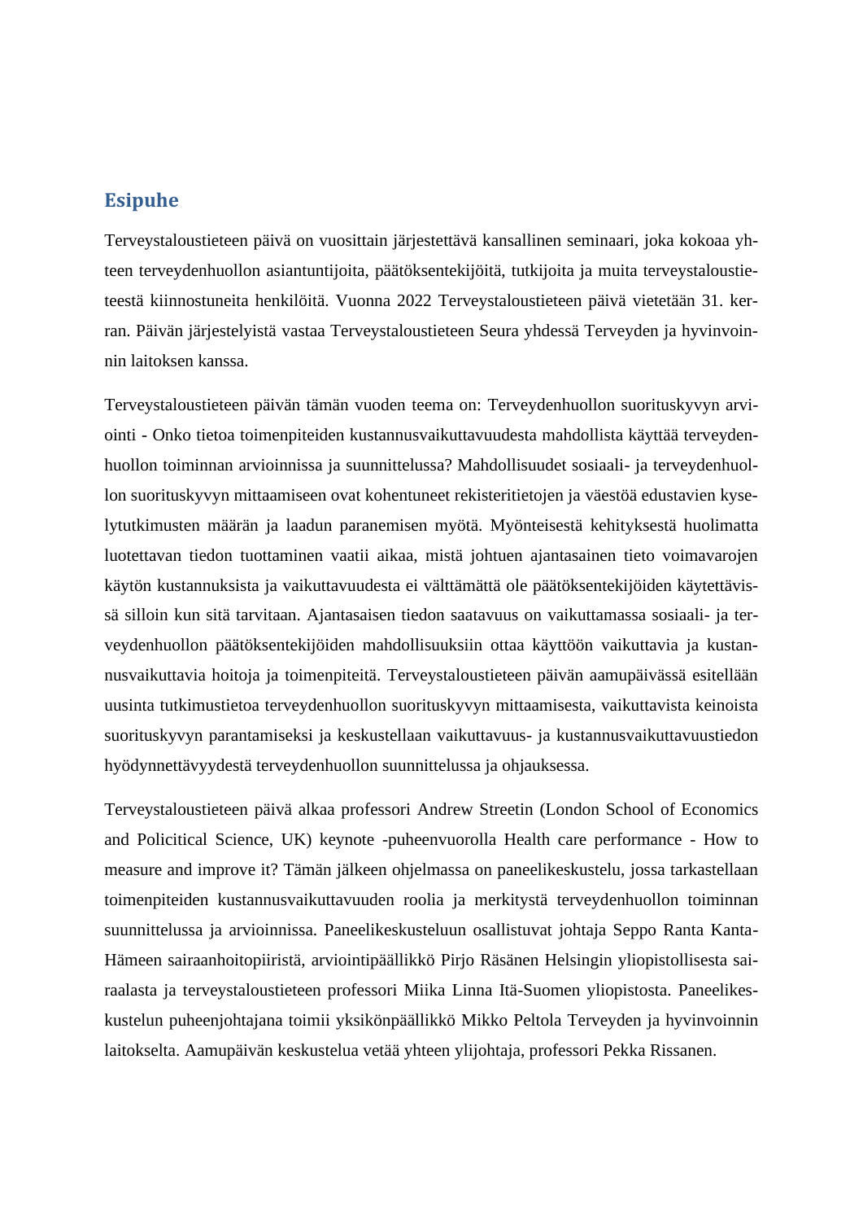## Esipuhe

Terveystaloustieteen päivä on vuosittain järjestettävä kansallinen seminaari, joka kokoaa yhteen terveydenhuollon asiantuntijoita, päätöksentekijöitä, tutkijoita ja muita terveystaloustieteestä kiinnostuneita henkilöitä. Vuonna 2022 Terveystaloustieteen päivä vietetään 31. kerran. Päivän järjestelyistä vastaa Terveystaloustieteen Seura yhdessä Terveyden ja hyvinvoinnin laitoksen kanssa.

Terveystaloustieteen päivän tämän vuoden teema on: Terveydenhuollon suorituskyvyn arviointi - Onko tietoa toimenpiteiden kustannusvaikuttavuudesta mahdollista käyttää terveydenhuollon toiminnan arvioinnissa ja suunnittelussa? Mahdollisuudet sosiaali- ja terveydenhuollon suorituskyvyn mittaamiseen ovat kohentuneet rekisteritietojen ja väestöä edustavien kyselytutkimusten määrän ja laadun paranemisen myötä. Myönteisestä kehityksestä huolimatta luotettavan tiedon tuottaminen vaatii aikaa, mistä johtuen ajantasainen tieto voimavarojen käytön kustannuksista ja vaikuttavuudesta ei välttämättä ole päätöksentekijöiden käytettävissä silloin kun sitä tarvitaan. Ajantasaisen tiedon saatavuus on vaikuttamassa sosiaali- ja terveydenhuollon päätöksentekijöiden mahdollisuuksiin ottaa käyttöön vaikuttavia ja kustannusvaikuttavia hoitoja ja toimenpiteitä. Terveystaloustieteen päivän aamupäivässä esitellään uusinta tutkimustietoa terveydenhuollon suorituskyvyn mittaamisesta, vaikuttavista keinoista suorituskyvyn parantamiseksi ja keskustellaan vaikuttavuus- ja kustannusvaikuttavuustiedon hyödynnettävyydestä terveydenhuollon suunnittelussa ja ohjauksessa.

Terveystaloustieteen päivä alkaa professori Andrew Streetin (London School of Economics and Policitical Science, UK) keynote -puheenvuorolla Health care performance - How to measure and improve it? Tämän jälkeen ohjelmassa on paneelikeskustelu, jossa tarkastellaan toimenpiteiden kustannusvaikuttavuuden roolia ja merkitystä terveydenhuollon toiminnan suunnittelussa ja arvioinnissa. Paneelikeskusteluun osallistuvat johtaja Seppo Ranta Kanta-Hämeen sairaanhoitopiiristä, arviointipäällikkö Pirjo Räsänen Helsingin yliopistollisesta sairaalasta ja terveystaloustieteen professori Miika Linna Itä-Suomen yliopistosta. Paneelikeskustelun puheenjohtajana toimii yksikönpäällikkö Mikko Peltola Terveyden ja hyvinvoinnin laitokselta. Aamupäivän keskustelua vetää yhteen ylijohtaja, professori Pekka Rissanen.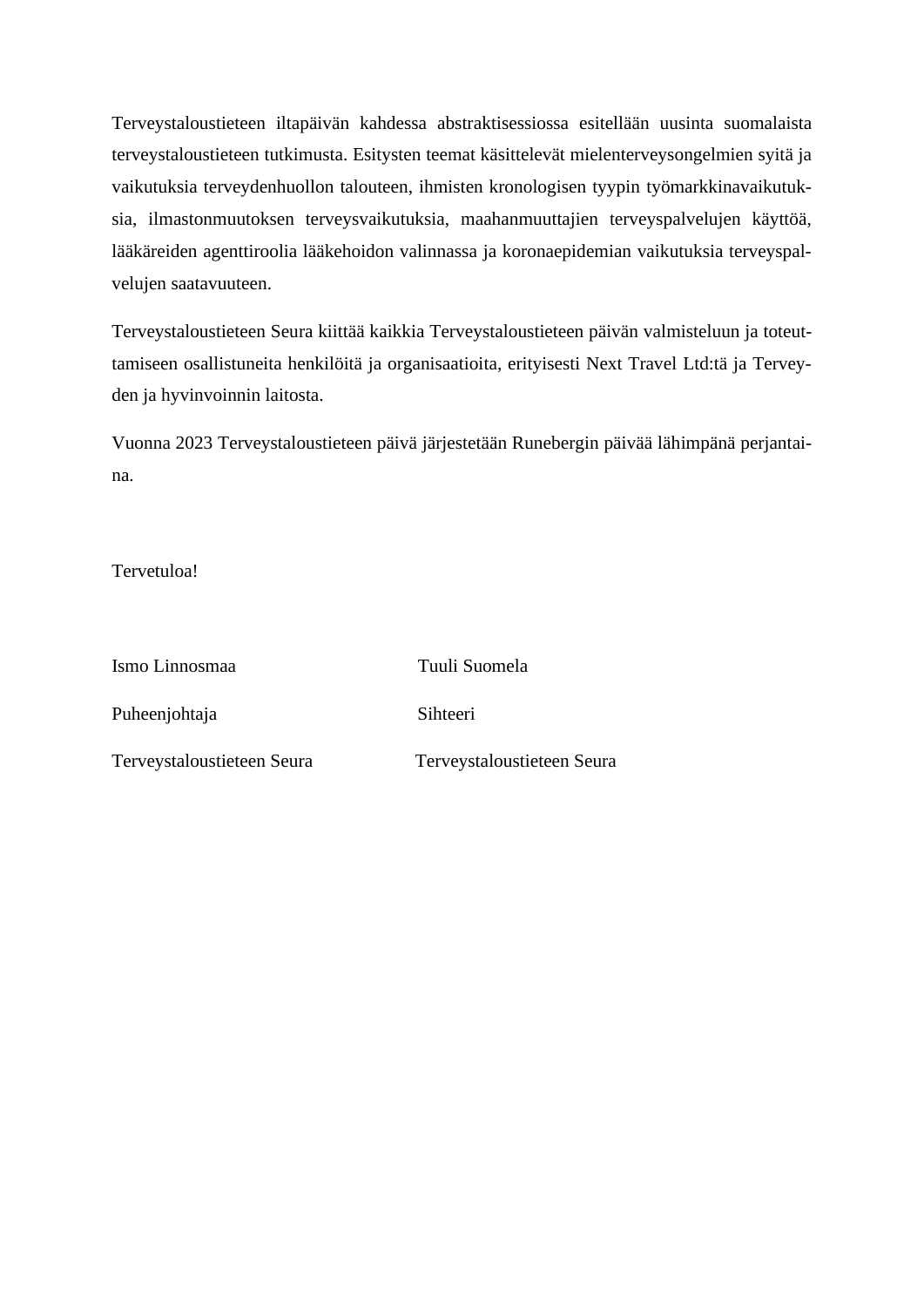Terveystaloustieteen iltapäivän kahdessa abstraktisessiossa esitellään uusinta suomalaista terveystaloustieteen tutkimusta. Esitysten teemat käsittelevät mielenterveysongelmien syitä ja vaikutuksia terveydenhuollon talouteen, ihmisten kronologisen tyypin työmarkkinavaikutuksia, ilmastonmuutoksen terveysvaikutuksia, maahanmuuttajien terveyspalvelujen käyttöä, lääkäreiden agenttiroolia lääkehoidon valinnassa ja koronaepidemian vaikutuksia terveyspalvelujen saatavuuteen.

Terveystaloustieteen Seura kiittää kaikkia Terveystaloustieteen päivän valmisteluun ja toteuttamiseen osallistuneita henkilöitä ja organisaatioita, erityisesti Next Travel Ltd:tä ja Terveyden ja hyvinvoinnin laitosta.

Vuonna 2023 Terveystaloustieteen päivä järjestetään Runebergin päivää lähimpänä perjantaina.

Tervetuloa!

| | |
|---|---|
| Ismo Linnosmaa | Tuuli Suomela |
| Puheenjohtaja | Sihteeri |
| Terveystaloustieteen Seura | Terveystaloustieteen Seura |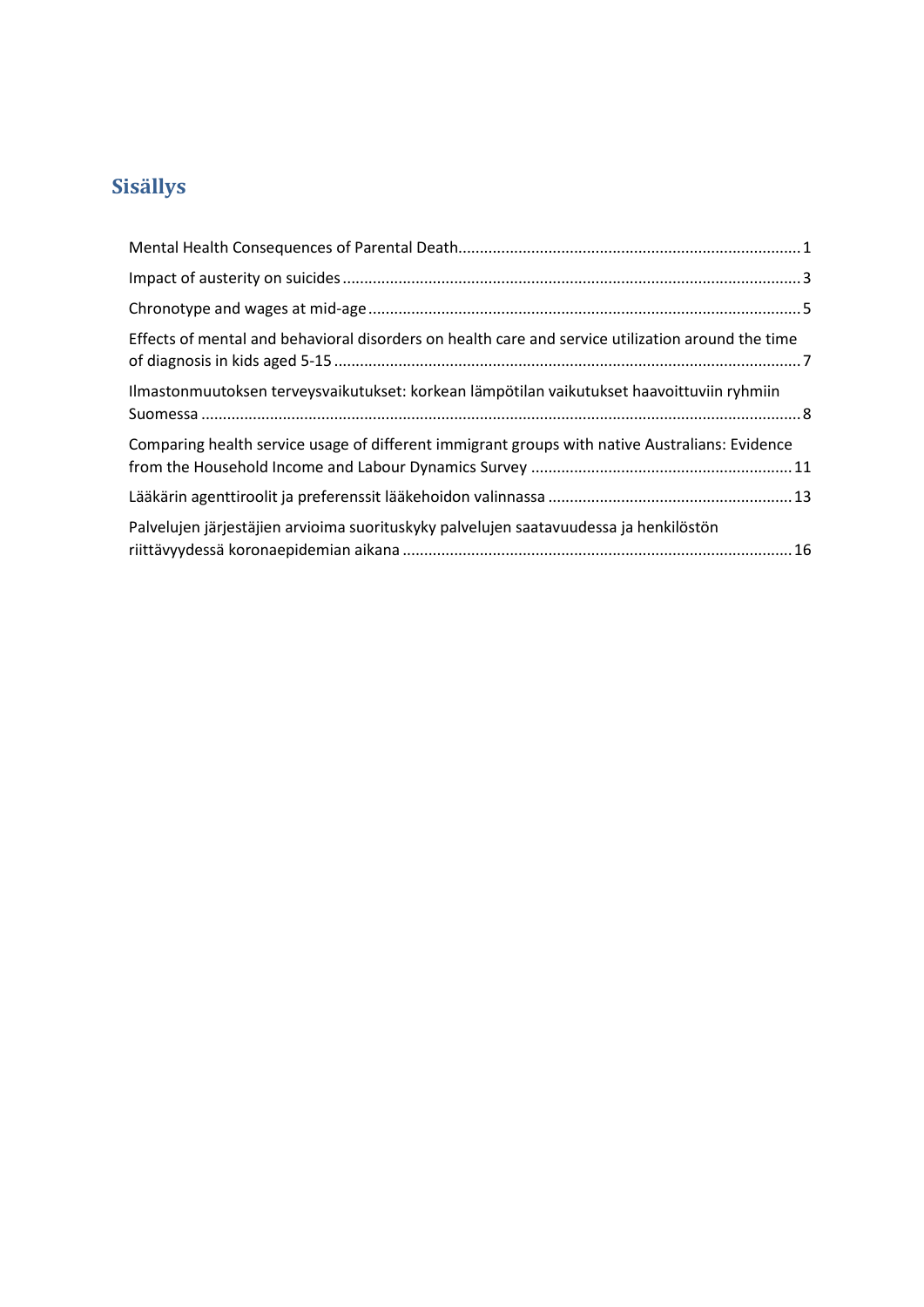## Sisällys

Mental Health Consequences of Parental Death ........ 1

Impact of austerity on suicides ........ 3

Chronotype and wages at mid-age ........ 5

Effects of mental and behavioral disorders on health care and service utilization around the time of diagnosis in kids aged 5-15 ........ 7

Ilmastonmuutoksen terveysvaikutukset: korkean lämpötilan vaikutukset haavoittuviin ryhmiin Suomessa ........ 8

Comparing health service usage of different immigrant groups with native Australians: Evidence from the Household Income and Labour Dynamics Survey ........ 11

Lääkärin agenttiroolit ja preferenssit lääkehoidon valinnassa ........ 13

Palvelujen järjestäjien arvioima suorituskyky palvelujen saatavuudessa ja henkilöstön riittävyydessä koronaepidemian aikana ........ 16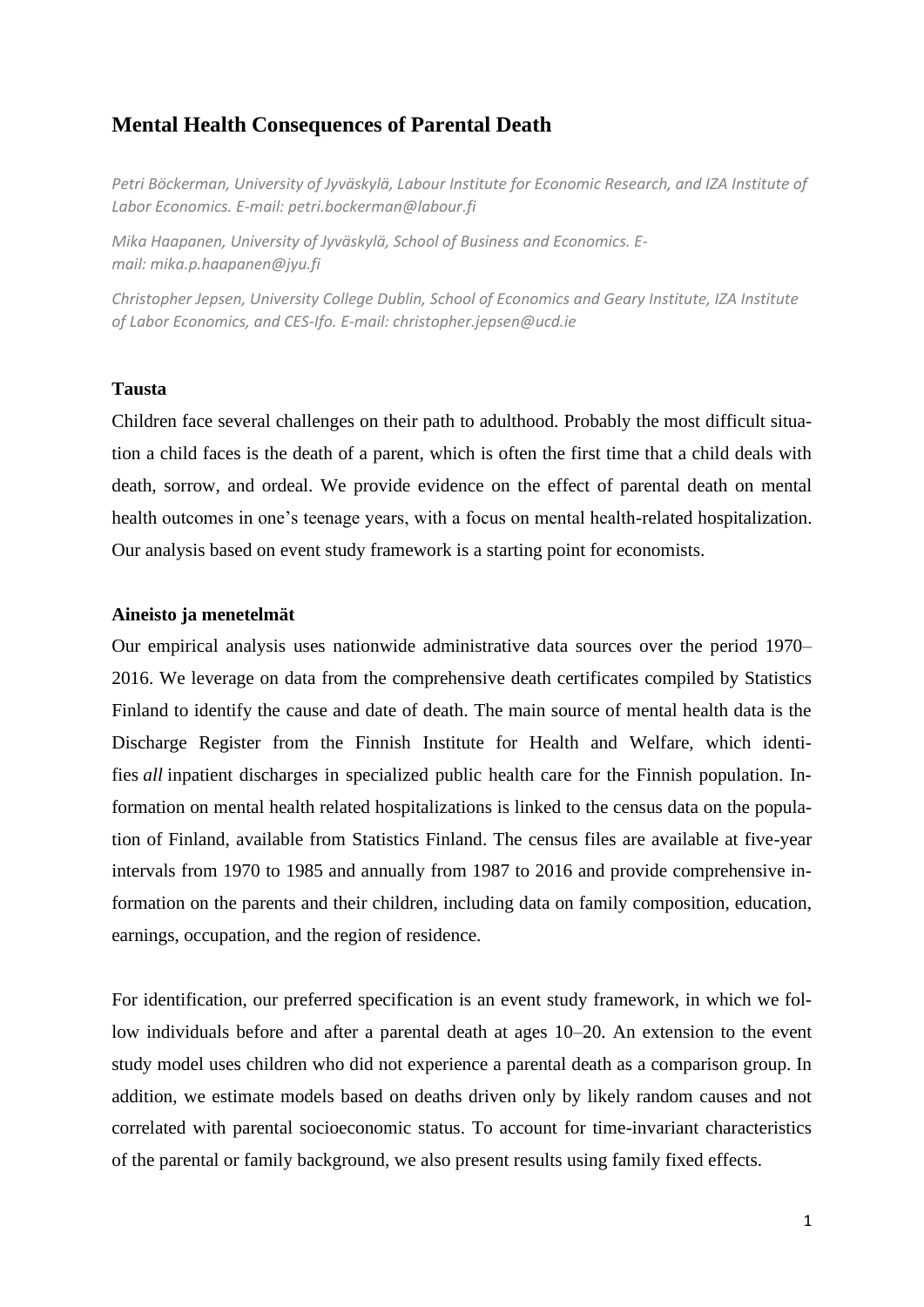# Mental Health Consequences of Parental Death

*Petri Böckerman, University of Jyväskylä, Labour Institute for Economic Research, and IZA Institute of Labor Economics. E-mail: petri.bockerman@labour.fi*

*Mika Haapanen, University of Jyväskylä, School of Business and Economics. E-mail: mika.p.haapanen@jyu.fi*

*Christopher Jepsen, University College Dublin, School of Economics and Geary Institute, IZA Institute of Labor Economics, and CES-Ifo. E-mail: christopher.jepsen@ucd.ie*

### Tausta

Children face several challenges on their path to adulthood. Probably the most difficult situation a child faces is the death of a parent, which is often the first time that a child deals with death, sorrow, and ordeal. We provide evidence on the effect of parental death on mental health outcomes in one's teenage years, with a focus on mental health-related hospitalization. Our analysis based on event study framework is a starting point for economists.

### Aineisto ja menetelmät

Our empirical analysis uses nationwide administrative data sources over the period 1970–2016. We leverage on data from the comprehensive death certificates compiled by Statistics Finland to identify the cause and date of death. The main source of mental health data is the Discharge Register from the Finnish Institute for Health and Welfare, which identifies *all* inpatient discharges in specialized public health care for the Finnish population. Information on mental health related hospitalizations is linked to the census data on the population of Finland, available from Statistics Finland. The census files are available at five-year intervals from 1970 to 1985 and annually from 1987 to 2016 and provide comprehensive information on the parents and their children, including data on family composition, education, earnings, occupation, and the region of residence.

For identification, our preferred specification is an event study framework, in which we follow individuals before and after a parental death at ages 10–20. An extension to the event study model uses children who did not experience a parental death as a comparison group. In addition, we estimate models based on deaths driven only by likely random causes and not correlated with parental socioeconomic status. To account for time-invariant characteristics of the parental or family background, we also present results using family fixed effects.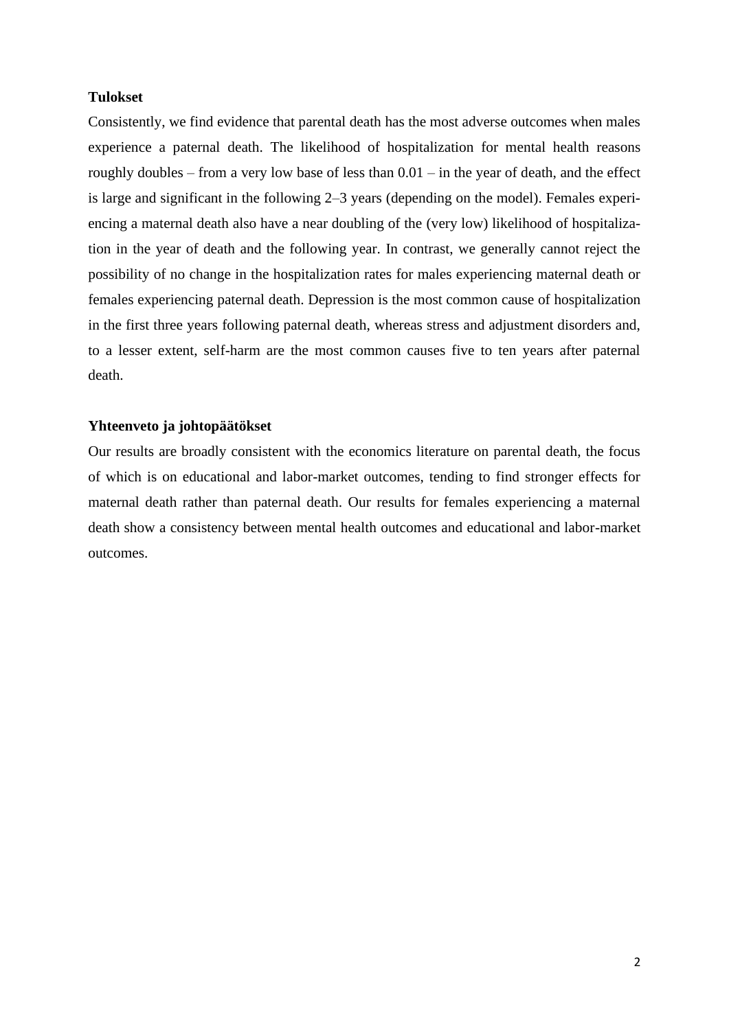### Tulokset

Consistently, we find evidence that parental death has the most adverse outcomes when males experience a paternal death. The likelihood of hospitalization for mental health reasons roughly doubles – from a very low base of less than 0.01 – in the year of death, and the effect is large and significant in the following 2–3 years (depending on the model). Females experiencing a maternal death also have a near doubling of the (very low) likelihood of hospitalization in the year of death and the following year. In contrast, we generally cannot reject the possibility of no change in the hospitalization rates for males experiencing maternal death or females experiencing paternal death. Depression is the most common cause of hospitalization in the first three years following paternal death, whereas stress and adjustment disorders and, to a lesser extent, self-harm are the most common causes five to ten years after paternal death.

### Yhteenveto ja johtopäätökset

Our results are broadly consistent with the economics literature on parental death, the focus of which is on educational and labor-market outcomes, tending to find stronger effects for maternal death rather than paternal death. Our results for females experiencing a maternal death show a consistency between mental health outcomes and educational and labor-market outcomes.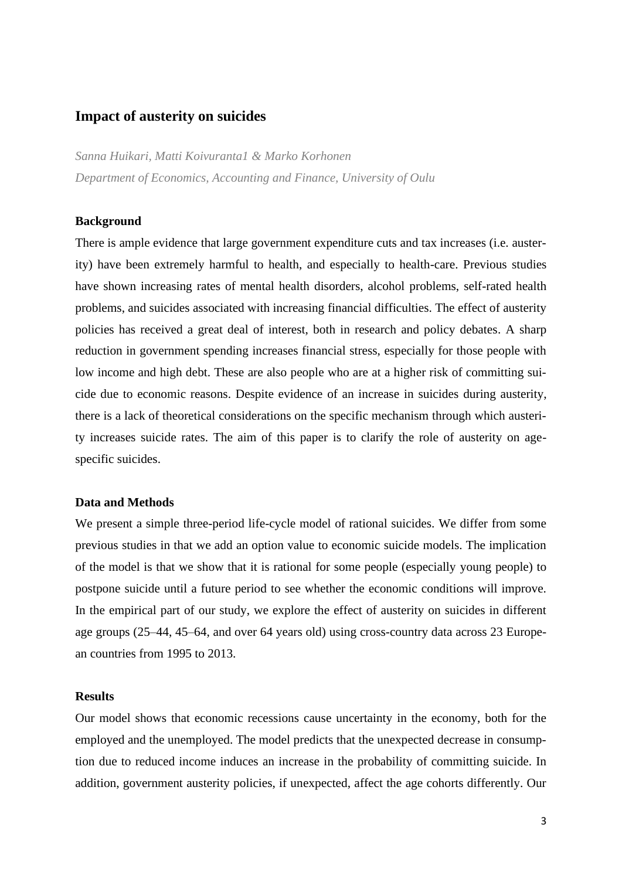## Impact of austerity on suicides

*Sanna Huikari, Matti Koivuranta1 & Marko Korhonen*
*Department of Economics, Accounting and Finance, University of Oulu*

### Background

There is ample evidence that large government expenditure cuts and tax increases (i.e. austerity) have been extremely harmful to health, and especially to health-care. Previous studies have shown increasing rates of mental health disorders, alcohol problems, self-rated health problems, and suicides associated with increasing financial difficulties. The effect of austerity policies has received a great deal of interest, both in research and policy debates. A sharp reduction in government spending increases financial stress, especially for those people with low income and high debt. These are also people who are at a higher risk of committing suicide due to economic reasons. Despite evidence of an increase in suicides during austerity, there is a lack of theoretical considerations on the specific mechanism through which austerity increases suicide rates. The aim of this paper is to clarify the role of austerity on age-specific suicides.

### Data and Methods

We present a simple three-period life-cycle model of rational suicides. We differ from some previous studies in that we add an option value to economic suicide models. The implication of the model is that we show that it is rational for some people (especially young people) to postpone suicide until a future period to see whether the economic conditions will improve. In the empirical part of our study, we explore the effect of austerity on suicides in different age groups (25–44, 45–64, and over 64 years old) using cross-country data across 23 European countries from 1995 to 2013.

### Results

Our model shows that economic recessions cause uncertainty in the economy, both for the employed and the unemployed. The model predicts that the unexpected decrease in consumption due to reduced income induces an increase in the probability of committing suicide. In addition, government austerity policies, if unexpected, affect the age cohorts differently. Our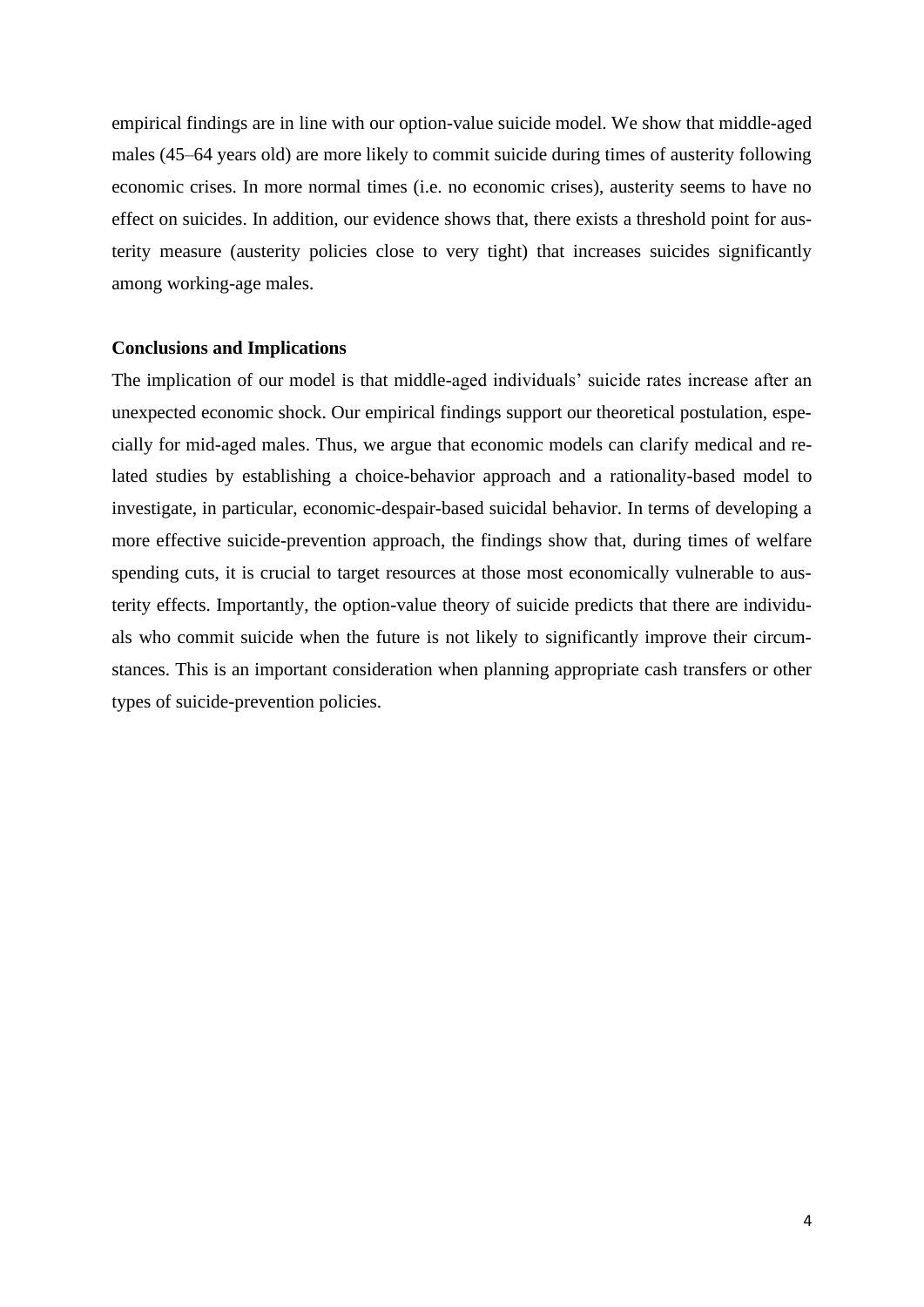empirical findings are in line with our option-value suicide model. We show that middle-aged males (45–64 years old) are more likely to commit suicide during times of austerity following economic crises. In more normal times (i.e. no economic crises), austerity seems to have no effect on suicides. In addition, our evidence shows that, there exists a threshold point for austerity measure (austerity policies close to very tight) that increases suicides significantly among working-age males.

**Conclusions and Implications**

The implication of our model is that middle-aged individuals' suicide rates increase after an unexpected economic shock. Our empirical findings support our theoretical postulation, especially for mid-aged males. Thus, we argue that economic models can clarify medical and related studies by establishing a choice-behavior approach and a rationality-based model to investigate, in particular, economic-despair-based suicidal behavior. In terms of developing a more effective suicide-prevention approach, the findings show that, during times of welfare spending cuts, it is crucial to target resources at those most economically vulnerable to austerity effects. Importantly, the option-value theory of suicide predicts that there are individuals who commit suicide when the future is not likely to significantly improve their circumstances. This is an important consideration when planning appropriate cash transfers or other types of suicide-prevention policies.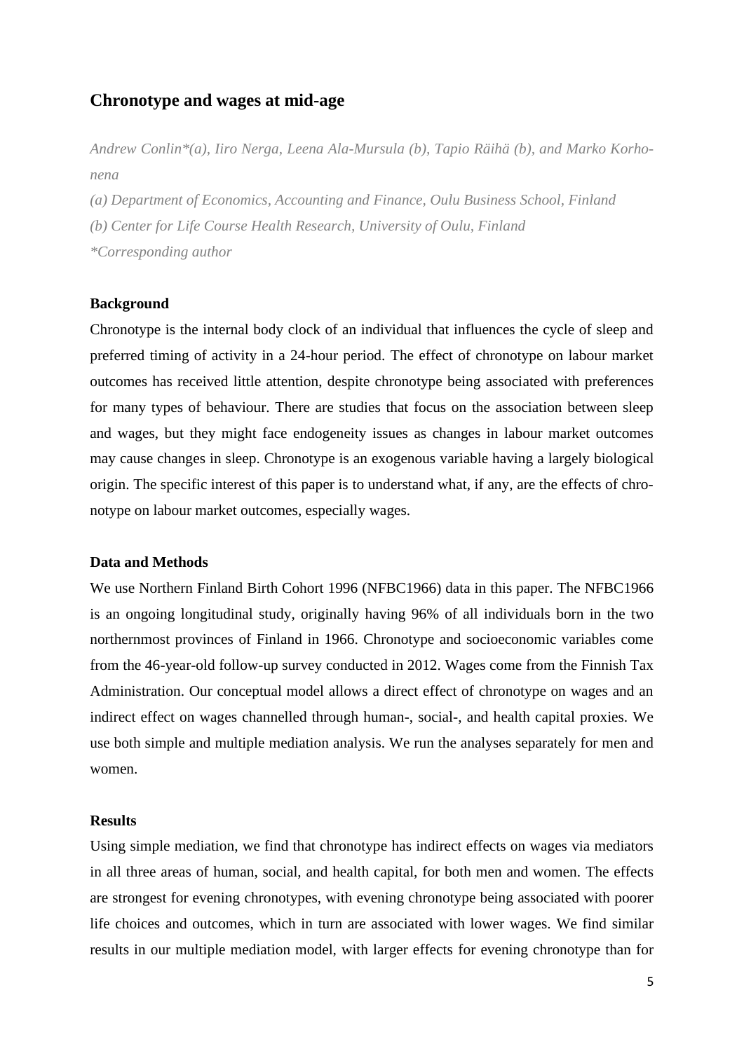# Chronotype and wages at mid-age

*Andrew Conlin\*(a), Iiro Nerga, Leena Ala-Mursula (b), Tapio Räihä (b), and Marko Korhonena*

*(a) Department of Economics, Accounting and Finance, Oulu Business School, Finland*

*(b) Center for Life Course Health Research, University of Oulu, Finland*

*\*Corresponding author*

**Background**

Chronotype is the internal body clock of an individual that influences the cycle of sleep and preferred timing of activity in a 24-hour period. The effect of chronotype on labour market outcomes has received little attention, despite chronotype being associated with preferences for many types of behaviour. There are studies that focus on the association between sleep and wages, but they might face endogeneity issues as changes in labour market outcomes may cause changes in sleep. Chronotype is an exogenous variable having a largely biological origin. The specific interest of this paper is to understand what, if any, are the effects of chronotype on labour market outcomes, especially wages.

**Data and Methods**

We use Northern Finland Birth Cohort 1996 (NFBC1966) data in this paper. The NFBC1966 is an ongoing longitudinal study, originally having 96% of all individuals born in the two northernmost provinces of Finland in 1966. Chronotype and socioeconomic variables come from the 46-year-old follow-up survey conducted in 2012. Wages come from the Finnish Tax Administration. Our conceptual model allows a direct effect of chronotype on wages and an indirect effect on wages channelled through human-, social-, and health capital proxies. We use both simple and multiple mediation analysis. We run the analyses separately for men and women.

**Results**

Using simple mediation, we find that chronotype has indirect effects on wages via mediators in all three areas of human, social, and health capital, for both men and women. The effects are strongest for evening chronotypes, with evening chronotype being associated with poorer life choices and outcomes, which in turn are associated with lower wages. We find similar results in our multiple mediation model, with larger effects for evening chronotype than for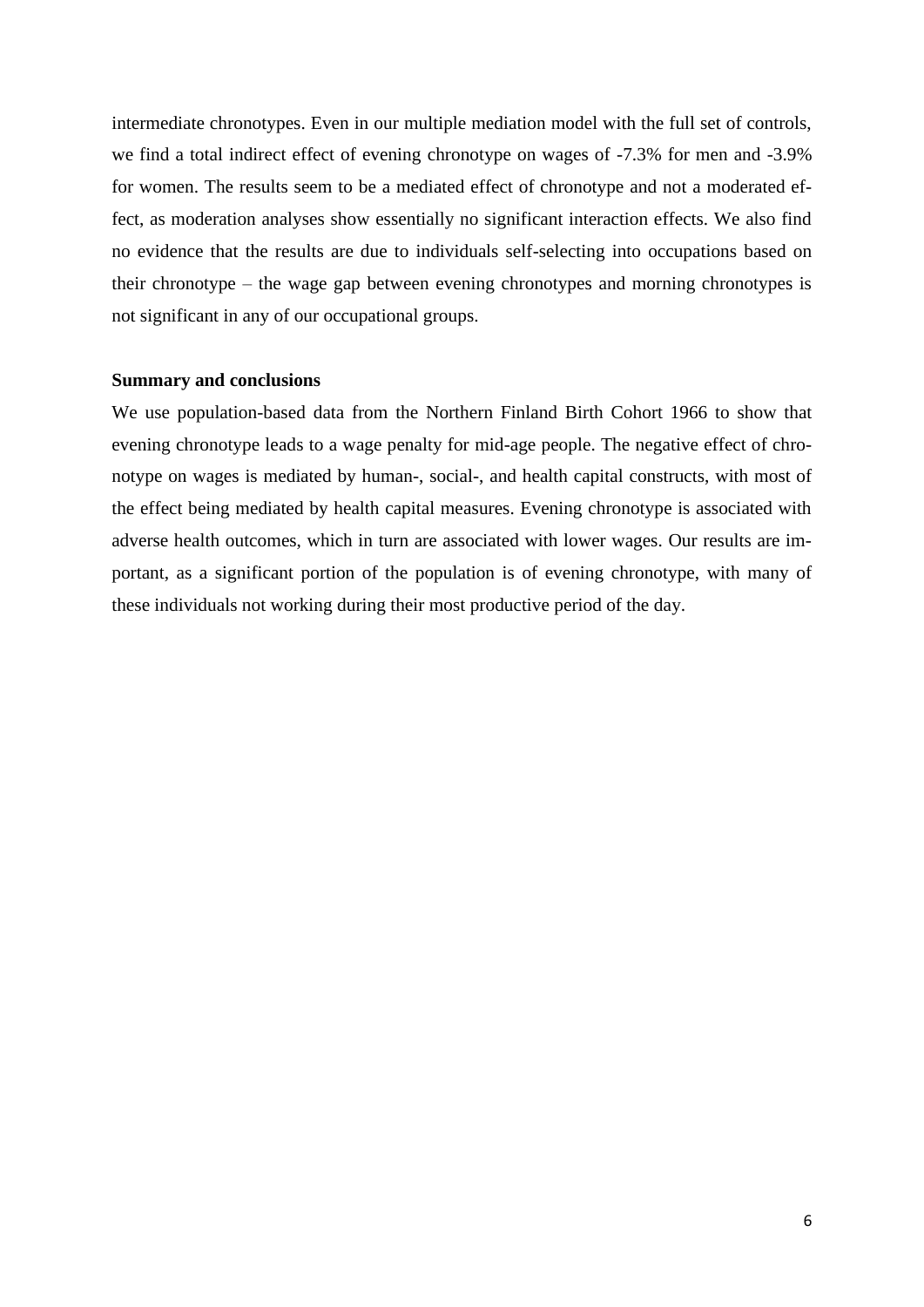intermediate chronotypes. Even in our multiple mediation model with the full set of controls, we find a total indirect effect of evening chronotype on wages of -7.3% for men and -3.9% for women. The results seem to be a mediated effect of chronotype and not a moderated effect, as moderation analyses show essentially no significant interaction effects. We also find no evidence that the results are due to individuals self-selecting into occupations based on their chronotype – the wage gap between evening chronotypes and morning chronotypes is not significant in any of our occupational groups.

**Summary and conclusions**

We use population-based data from the Northern Finland Birth Cohort 1966 to show that evening chronotype leads to a wage penalty for mid-age people. The negative effect of chronotype on wages is mediated by human-, social-, and health capital constructs, with most of the effect being mediated by health capital measures. Evening chronotype is associated with adverse health outcomes, which in turn are associated with lower wages. Our results are important, as a significant portion of the population is of evening chronotype, with many of these individuals not working during their most productive period of the day.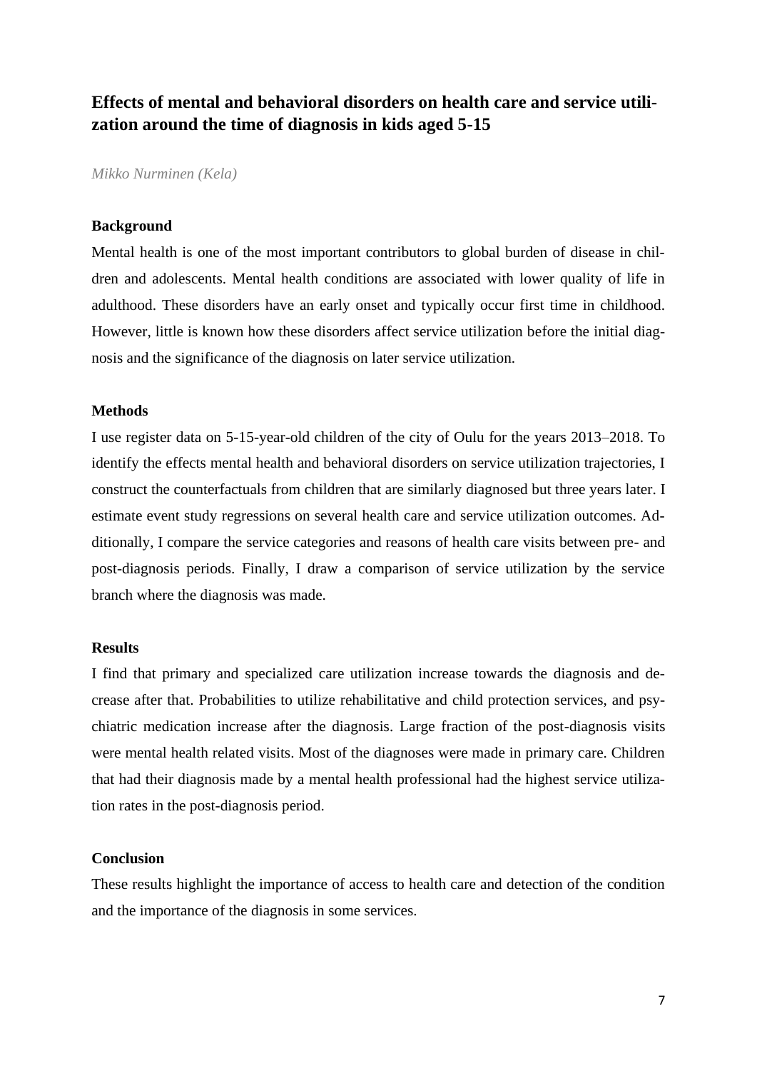## Effects of mental and behavioral disorders on health care and service utilization around the time of diagnosis in kids aged 5-15

*Mikko Nurminen (Kela)*

### Background

Mental health is one of the most important contributors to global burden of disease in children and adolescents. Mental health conditions are associated with lower quality of life in adulthood. These disorders have an early onset and typically occur first time in childhood. However, little is known how these disorders affect service utilization before the initial diagnosis and the significance of the diagnosis on later service utilization.

### Methods

I use register data on 5-15-year-old children of the city of Oulu for the years 2013–2018. To identify the effects mental health and behavioral disorders on service utilization trajectories, I construct the counterfactuals from children that are similarly diagnosed but three years later. I estimate event study regressions on several health care and service utilization outcomes. Additionally, I compare the service categories and reasons of health care visits between pre- and post-diagnosis periods. Finally, I draw a comparison of service utilization by the service branch where the diagnosis was made.

### Results

I find that primary and specialized care utilization increase towards the diagnosis and decrease after that. Probabilities to utilize rehabilitative and child protection services, and psychiatric medication increase after the diagnosis. Large fraction of the post-diagnosis visits were mental health related visits. Most of the diagnoses were made in primary care. Children that had their diagnosis made by a mental health professional had the highest service utilization rates in the post-diagnosis period.

### Conclusion

These results highlight the importance of access to health care and detection of the condition and the importance of the diagnosis in some services.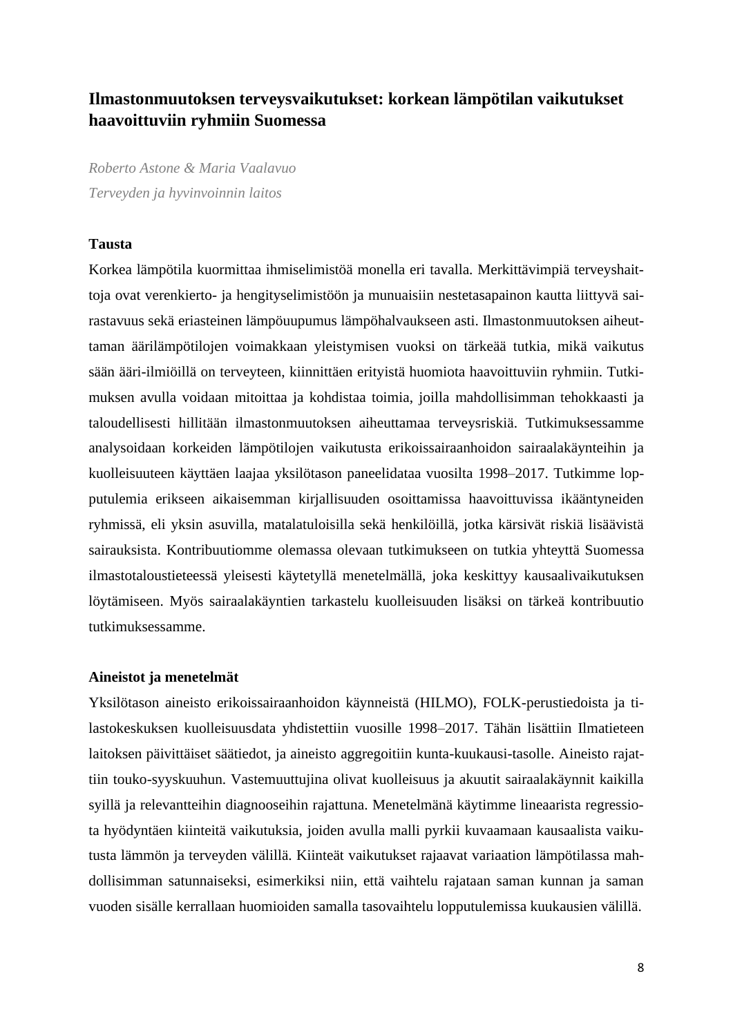## Ilmastonmuutoksen terveysvaikutukset: korkean lämpötilan vaikutukset haavoittuviin ryhmiin Suomessa

*Roberto Astone & Maria Vaalavuo*

*Terveyden ja hyvinvoinnin laitos*

### Tausta

Korkea lämpötila kuormittaa ihmiselimistöä monella eri tavalla. Merkittävimpiä terveyshaittoja ovat verenkierto- ja hengityselimistöön ja munuaisiin nestetasapainon kautta liittyvä sairastavuus sekä eriasteinen lämpöuupumus lämpöhalvaukseen asti. Ilmastonmuutoksen aiheuttaman äärilämpötilojen voimakkaan yleistymisen vuoksi on tärkeää tutkia, mikä vaikutus sään ääri-ilmiöillä on terveyteen, kiinnittäen erityistä huomiota haavoittuviin ryhmiin. Tutkimuksen avulla voidaan mitoittaa ja kohdistaa toimia, joilla mahdollisimman tehokkaasti ja taloudellisesti hillitään ilmastonmuutoksen aiheuttamaa terveysriskiä. Tutkimuksessamme analysoidaan korkeiden lämpötilojen vaikutusta erikoissairaanhoidon sairaalakäynteihin ja kuolleisuuteen käyttäen laajaa yksilötason paneelidataa vuosilta 1998–2017. Tutkimme lopputulemia erikseen aikaisemman kirjallisuuden osoittamissa haavoittuvissa ikääntyneiden ryhmissä, eli yksin asuvilla, matalatuloisilla sekä henkilöillä, jotka kärsivät riskiä lisäävistä sairauksista. Kontribuutiomme olemassa olevaan tutkimukseen on tutkia yhteyttä Suomessa ilmastotaloustieteessä yleisesti käytetyllä menetelmällä, joka keskittyy kausaalivaikutuksen löytämiseen. Myös sairaalakäyntien tarkastelu kuolleisuuden lisäksi on tärkeä kontribuutio tutkimuksessamme.

### Aineistot ja menetelmät

Yksilötason aineisto erikoissairaanhoidon käynneistä (HILMO), FOLK-perustiedoista ja tilastokeskuksen kuolleisuusdata yhdistettiin vuosille 1998–2017. Tähän lisättiin Ilmatieteen laitoksen päivittäiset säätiedot, ja aineisto aggregoitiin kunta-kuukausi-tasolle. Aineisto rajattiin touko-syyskuuhun. Vastemuuttujina olivat kuolleisuus ja akuutit sairaalakäynnit kaikilla syillä ja relevantteihin diagnooseihin rajattuna. Menetelmänä käytimme lineaarista regressiota hyödyntäen kiinteitä vaikutuksia, joiden avulla malli pyrkii kuvaamaan kausaalista vaikutusta lämmön ja terveyden välillä. Kiinteät vaikutukset rajaavat variaation lämpötilassa mahdollisimman satunnaiseksi, esimerkiksi niin, että vaihtelu rajataan saman kunnan ja saman vuoden sisälle kerrallaan huomioiden samalla tasovaihtelu lopputulemissa kuukausien välillä.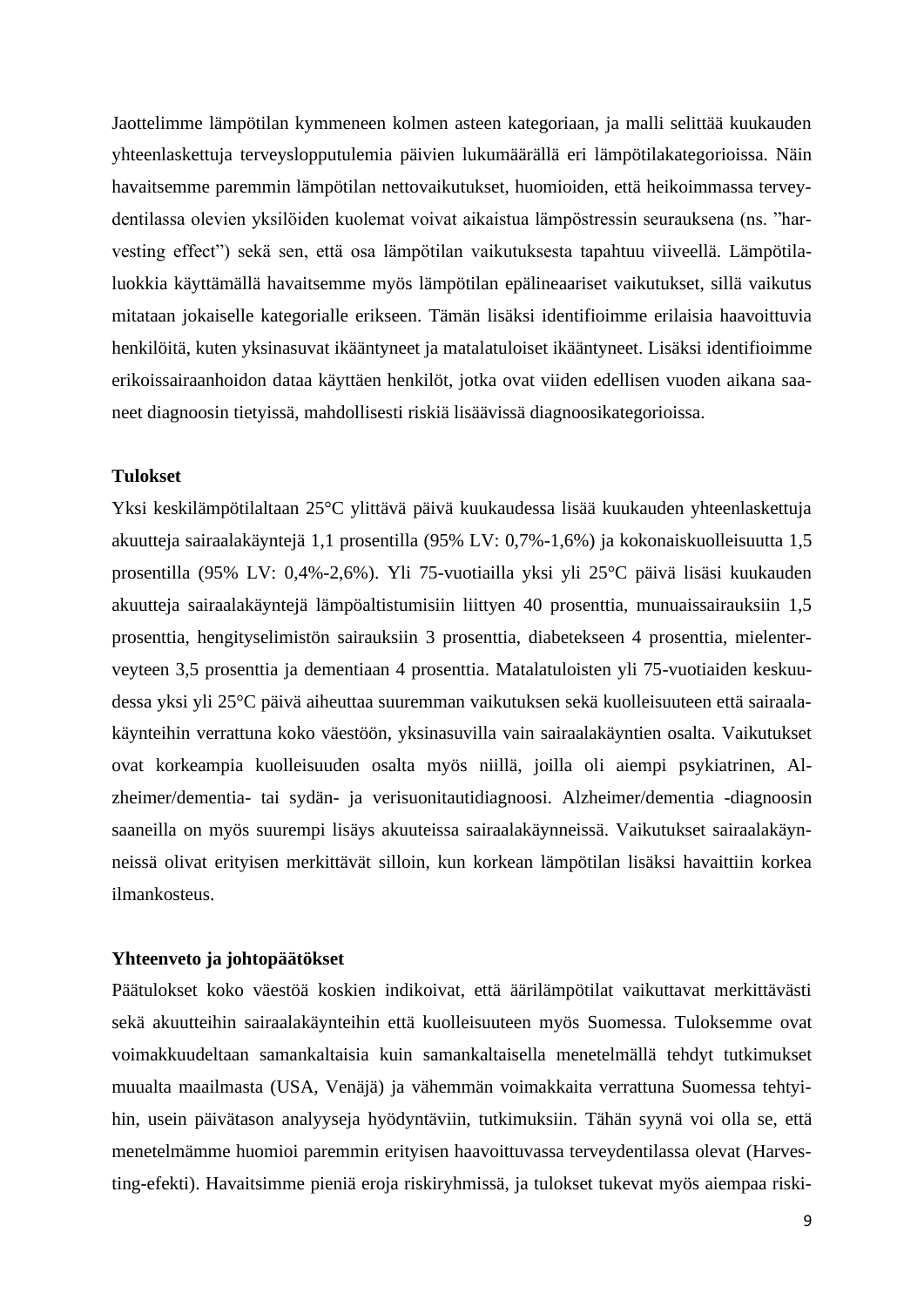Jaottelimme lämpötilan kymmeneen kolmen asteen kategoriaan, ja malli selittää kuukauden yhteenlaskettuja terveyslopputulemia päivien lukumäärällä eri lämpötilakategorioissa. Näin havaitsemme paremmin lämpötilan nettovaikutukset, huomioiden, että heikoimmassa terveydentilassa olevien yksilöiden kuolemat voivat aikaistua lämpöstressin seurauksena (ns. "harvesting effect") sekä sen, että osa lämpötilan vaikutuksesta tapahtuu viiveellä. Lämpötilaluokkia käyttämällä havaitsemme myös lämpötilan epälineaariset vaikutukset, sillä vaikutus mitataan jokaiselle kategorialle erikseen. Tämän lisäksi identifioimme erilaisia haavoittuvia henkilöitä, kuten yksinasuvat ikääntyneet ja matalatuloiset ikääntyneet. Lisäksi identifioimme erikoissairaanhoidon dataa käyttäen henkilöt, jotka ovat viiden edellisen vuoden aikana saaneet diagnoosin tietyissä, mahdollisesti riskiä lisäävissä diagnoosikategorioissa.

**Tulokset**

Yksi keskilämpötilaltaan 25°C ylittävä päivä kuukaudessa lisää kuukauden yhteenlaskettuja akuutteja sairaalakäyntejä 1,1 prosentilla (95% LV: 0,7%-1,6%) ja kokonaiskuolleisuutta 1,5 prosentilla (95% LV: 0,4%-2,6%). Yli 75-vuotiailla yksi yli 25°C päivä lisäsi kuukauden akuutteja sairaalakäyntejä lämpöaltistumisiin liittyen 40 prosenttia, munuaissairauksiin 1,5 prosenttia, hengityselimistön sairauksiin 3 prosenttia, diabetekseen 4 prosenttia, mielenterveyteen 3,5 prosenttia ja dementiaan 4 prosenttia. Matalatuloisten yli 75-vuotiaiden keskuudessa yksi yli 25°C päivä aiheuttaa suuremman vaikutuksen sekä kuolleisuuteen että sairaalakäynteihin verrattuna koko väestöön, yksinasuvilla vain sairaalakäyntien osalta. Vaikutukset ovat korkeampia kuolleisuuden osalta myös niillä, joilla oli aiempi psykiatrinen, Alzheimer/dementia- tai sydän- ja verisuonitautidiagnoosi. Alzheimer/dementia -diagnoosin saaneilla on myös suurempi lisäys akuuteissa sairaalakäynneissä. Vaikutukset sairaalakäynneissä olivat erityisen merkittävät silloin, kun korkean lämpötilan lisäksi havaittiin korkea ilmankosteus.

**Yhteenveto ja johtopäätökset**

Päätulokset koko väestöä koskien indikoivat, että äärilämpötilat vaikuttavat merkittävästi sekä akuutteihin sairaalakäynteihin että kuolleisuuteen myös Suomessa. Tuloksemme ovat voimakkuudeltaan samankaltaisia kuin samankaltaisella menetelmällä tehdyt tutkimukset muualta maailmasta (USA, Venäjä) ja vähemmän voimakkaita verrattuna Suomessa tehtyihin, usein päivätason analyyseja hyödyntäviin, tutkimuksiin. Tähän syynä voi olla se, että menetelmämme huomioi paremmin erityisen haavoittuvassa terveydentilassa olevat (Harvesting-efekti). Havaitsimme pieniä eroja riskiryhmissä, ja tulokset tukevat myös aiempaa riski-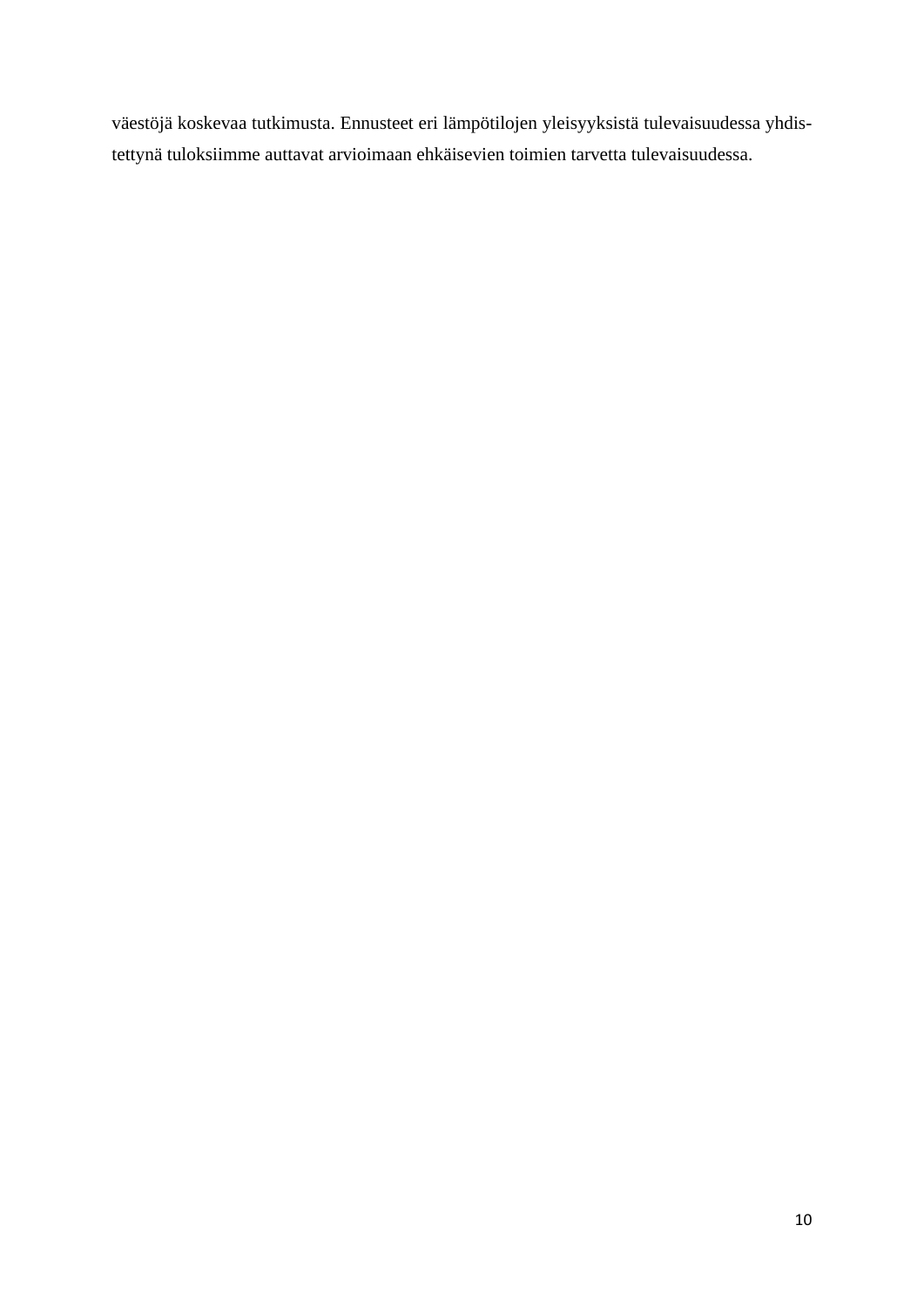väestöjä koskevaa tutkimusta. Ennusteet eri lämpötilojen yleisyyksistä tulevaisuudessa yhdistettynä tuloksiimme auttavat arvioimaan ehkäisevien toimien tarvetta tulevaisuudessa.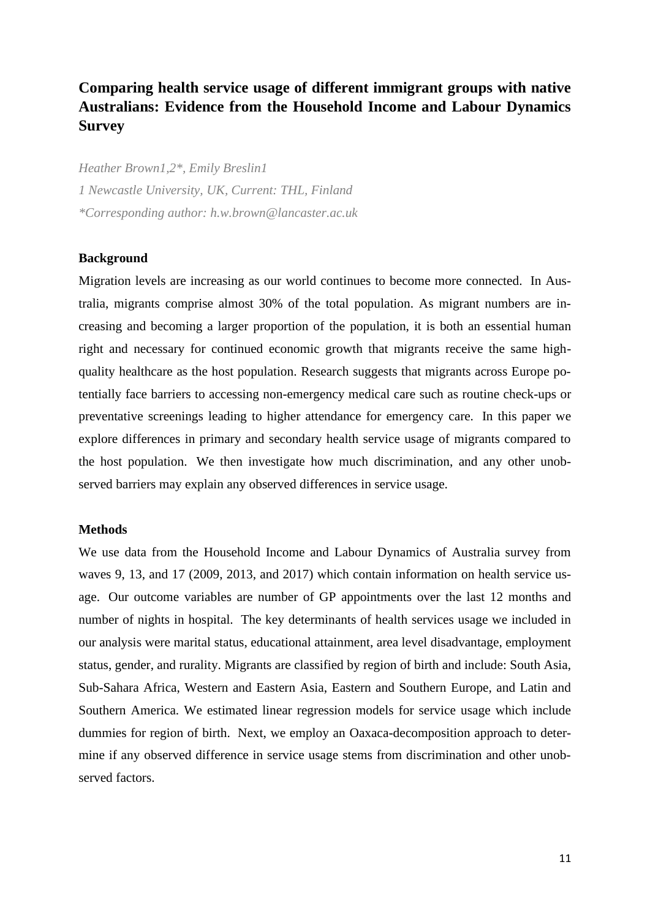## Comparing health service usage of different immigrant groups with native Australians: Evidence from the Household Income and Labour Dynamics Survey

*Heather Brown1,2\*, Emily Breslin1*

*1 Newcastle University, UK, Current: THL, Finland*

*\*Corresponding author: h.w.brown@lancaster.ac.uk*

### Background

Migration levels are increasing as our world continues to become more connected. In Australia, migrants comprise almost 30% of the total population. As migrant numbers are increasing and becoming a larger proportion of the population, it is both an essential human right and necessary for continued economic growth that migrants receive the same high-quality healthcare as the host population. Research suggests that migrants across Europe potentially face barriers to accessing non-emergency medical care such as routine check-ups or preventative screenings leading to higher attendance for emergency care. In this paper we explore differences in primary and secondary health service usage of migrants compared to the host population. We then investigate how much discrimination, and any other unobserved barriers may explain any observed differences in service usage.

### Methods

We use data from the Household Income and Labour Dynamics of Australia survey from waves 9, 13, and 17 (2009, 2013, and 2017) which contain information on health service usage. Our outcome variables are number of GP appointments over the last 12 months and number of nights in hospital. The key determinants of health services usage we included in our analysis were marital status, educational attainment, area level disadvantage, employment status, gender, and rurality. Migrants are classified by region of birth and include: South Asia, Sub-Sahara Africa, Western and Eastern Asia, Eastern and Southern Europe, and Latin and Southern America. We estimated linear regression models for service usage which include dummies for region of birth. Next, we employ an Oaxaca-decomposition approach to determine if any observed difference in service usage stems from discrimination and other unobserved factors.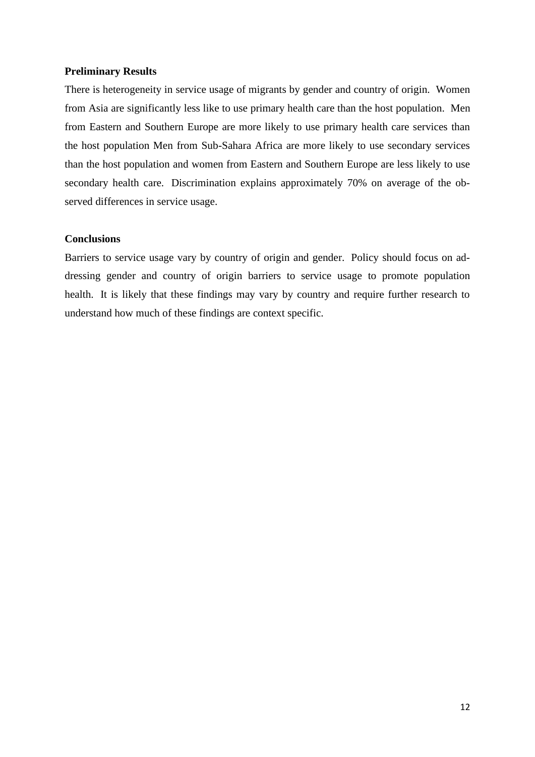**Preliminary Results**

There is heterogeneity in service usage of migrants by gender and country of origin. Women from Asia are significantly less like to use primary health care than the host population. Men from Eastern and Southern Europe are more likely to use primary health care services than the host population Men from Sub-Sahara Africa are more likely to use secondary services than the host population and women from Eastern and Southern Europe are less likely to use secondary health care. Discrimination explains approximately 70% on average of the observed differences in service usage.

**Conclusions**

Barriers to service usage vary by country of origin and gender. Policy should focus on addressing gender and country of origin barriers to service usage to promote population health. It is likely that these findings may vary by country and require further research to understand how much of these findings are context specific.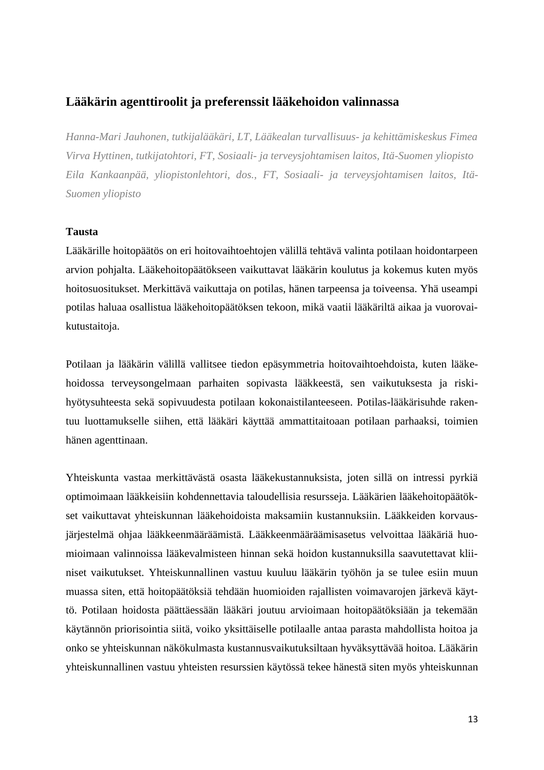## Lääkärin agenttiroolit ja preferenssit lääkehoidon valinnassa

*Hanna-Mari Jauhonen, tutkijalääkäri, LT, Lääkealan turvallisuus- ja kehittämiskeskus Fimea*
*Virva Hyttinen, tutkijatohtori, FT, Sosiaali- ja terveysjohtamisen laitos, Itä-Suomen yliopisto*
*Eila Kankaanpää, yliopistonlehtori, dos., FT, Sosiaali- ja terveysjohtamisen laitos, Itä-Suomen yliopisto*

### Tausta

Lääkärille hoitopäätös on eri hoitovaihtoehtojen välillä tehtävä valinta potilaan hoidontarpeen arvion pohjalta. Lääkehoitopäätökseen vaikuttavat lääkärin koulutus ja kokemus kuten myös hoitosuositukset. Merkittävä vaikuttaja on potilas, hänen tarpeensa ja toiveensa. Yhä useampi potilas haluaa osallistua lääkehoitopäätöksen tekoon, mikä vaatii lääkäriltä aikaa ja vuorovaikutustaitoja.

Potilaan ja lääkärin välillä vallitsee tiedon epäsymmetria hoitovaihtoehdoista, kuten lääkehoidossa terveysongelmaan parhaiten sopivasta lääkkeestä, sen vaikutuksesta ja riski-hyötysuhteesta sekä sopivuudesta potilaan kokonaistilanteeseen. Potilas-lääkärisuhde rakentuu luottamukselle siihen, että lääkäri käyttää ammattitaitoaan potilaan parhaaksi, toimien hänen agenttinaan.

Yhteiskunta vastaa merkittävästä osasta lääkekustannuksista, joten sillä on intressi pyrkiä optimoimaan lääkkeisiin kohdennettavia taloudellisia resursseja. Lääkärien lääkehoitopäätökset vaikuttavat yhteiskunnan lääkehoidoista maksamiin kustannuksiin. Lääkkeiden korvausjärjestelmä ohjaa lääkkeenmääräämistä. Lääkkeenmääräämisasetus velvoittaa lääkäriä huomioimaan valinnoissa lääkevalmisteen hinnan sekä hoidon kustannuksilla saavutettavat kliiniset vaikutukset. Yhteiskunnallinen vastuu kuuluu lääkärin työhön ja se tulee esiin muun muassa siten, että hoitopäätöksiä tehdään huomioiden rajallisten voimavarojen järkevä käyttö. Potilaan hoidosta päättäessään lääkäri joutuu arvioimaan hoitopäätöksiään ja tekemään käytännön priorisointia siitä, voiko yksittäiselle potilaalle antaa parasta mahdollista hoitoa ja onko se yhteiskunnan näkökulmasta kustannusvaikutuksiltaan hyväksyttävää hoitoa. Lääkärin yhteiskunnallinen vastuu yhteisten resurssien käytössä tekee hänestä siten myös yhteiskunnan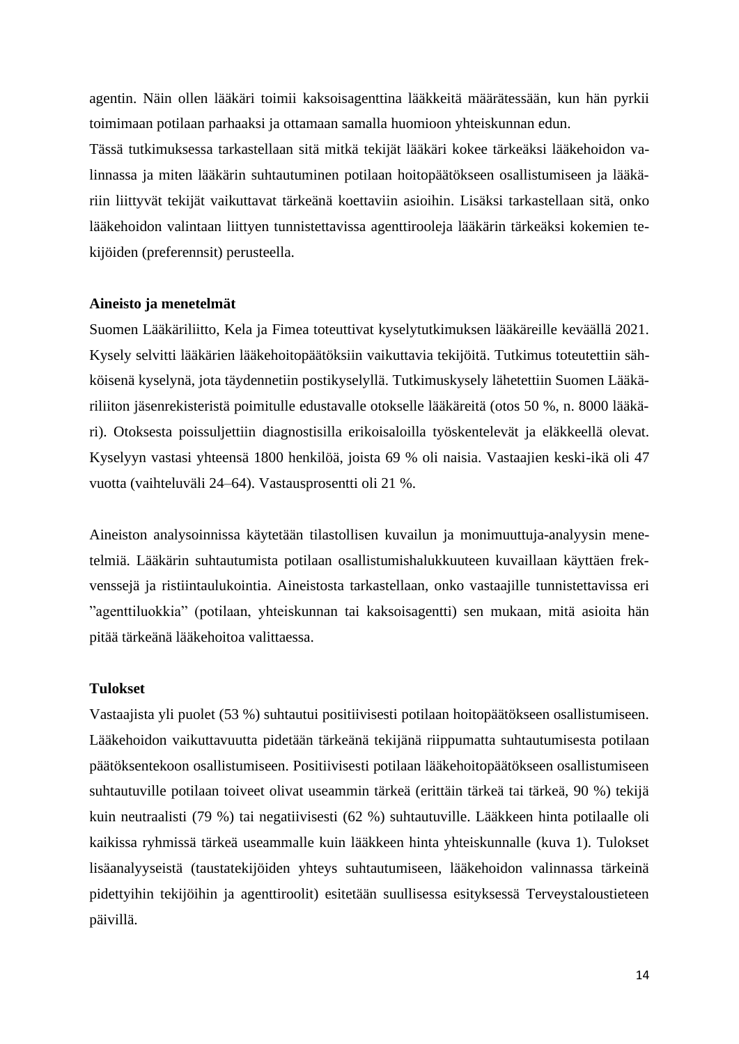agentin. Näin ollen lääkäri toimii kaksoisagenttina lääkkeitä määrätessään, kun hän pyrkii toimimaan potilaan parhaaksi ja ottamaan samalla huomioon yhteiskunnan edun.

Tässä tutkimuksessa tarkastellaan sitä mitkä tekijät lääkäri kokee tärkeäksi lääkehoidon valinnassa ja miten lääkärin suhtautuminen potilaan hoitopäätökseen osallistumiseen ja lääkäriin liittyvät tekijät vaikuttavat tärkeänä koettaviin asioihin. Lisäksi tarkastellaan sitä, onko lääkehoidon valintaan liittyen tunnistettavissa agenttirooleja lääkärin tärkeäksi kokemien tekijöiden (preferennsit) perusteella.

**Aineisto ja menetelmät**

Suomen Lääkäriliitto, Kela ja Fimea toteuttivat kyselytutkimuksen lääkäreille keväällä 2021. Kysely selvitti lääkärien lääkehoitopäätöksiin vaikuttavia tekijöitä. Tutkimus toteutettiin sähköisenä kyselynä, jota täydennetiin postikyselyllä. Tutkimuskysely lähetettiin Suomen Lääkäriliiton jäsenrekisteristä poimitulle edustavalle otokselle lääkäreitä (otos 50 %, n. 8000 lääkäri). Otoksesta poissuljettiin diagnostisilla erikoisaloilla työskentelevät ja eläkkeellä olevat. Kyselyyn vastasi yhteensä 1800 henkilöä, joista 69 % oli naisia. Vastaajien keski-ikä oli 47 vuotta (vaihteluväli 24–64). Vastausprosentti oli 21 %.

Aineiston analysoinnissa käytetään tilastollisen kuvailun ja monimuuttuja-analyysin menetelmiä. Lääkärin suhtautumista potilaan osallistumishalukkuuteen kuvaillaan käyttäen frekvenssejä ja ristiintaulukointia. Aineistosta tarkastellaan, onko vastaajille tunnistettavissa eri ”agenttiluokkia” (potilaan, yhteiskunnan tai kaksoisagentti) sen mukaan, mitä asioita hän pitää tärkeänä lääkehoitoa valittaessa.

**Tulokset**

Vastaajista yli puolet (53 %) suhtautui positiivisesti potilaan hoitopäätökseen osallistumiseen. Lääkehoidon vaikuttavuutta pidetään tärkeänä tekijänä riippumatta suhtautumisesta potilaan päätöksentekoon osallistumiseen. Positiivisesti potilaan lääkehoitopäätökseen osallistumiseen suhtautuville potilaan toiveet olivat useammin tärkeä (erittäin tärkeä tai tärkeä, 90 %) tekijä kuin neutraalisti (79 %) tai negatiivisesti (62 %) suhtautuville. Lääkkeen hinta potilaalle oli kaikissa ryhmissä tärkeä useammalle kuin lääkkeen hinta yhteiskunnalle (kuva 1). Tulokset lisäanalyyseistä (taustatekijöiden yhteys suhtautumiseen, lääkehoidon valinnassa tärkeinä pidettyihin tekijöihin ja agenttiroolit) esitetään suullisessa esityksessä Terveystaloustieteen päivillä.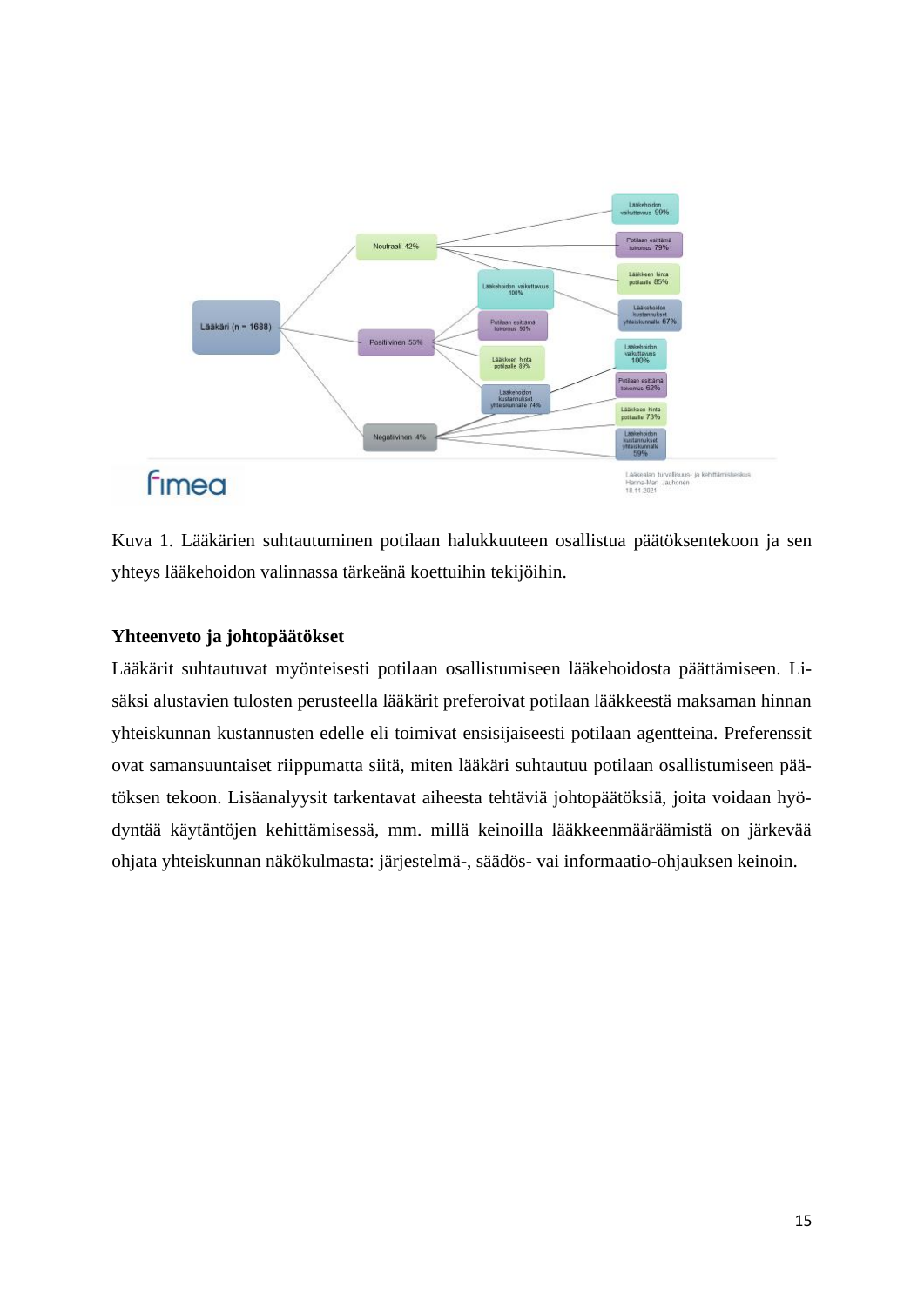Kuva 1. Lääkärien suhtautuminen potilaan halukkuuteen osallistua päätöksentekoon ja sen yhteys lääkehoidon valinnassa tärkeänä koettuihin tekijöihin.

**Yhteenveto ja johtopäätökset**

Lääkärit suhtautuvat myönteisesti potilaan osallistumiseen lääkehoidosta päättämiseen. Lisäksi alustavien tulosten perusteella lääkärit preferoivat potilaan lääkkeestä maksaman hinnan yhteiskunnan kustannusten edelle eli toimivat ensisijaiseesti potilaan agentteina. Preferenssit ovat samansuuntaiset riippumatta siitä, miten lääkäri suhtautuu potilaan osallistumiseen päätöksen tekoon. Lisäanalyysit tarkentavat aiheesta tehtäviä johtopäätöksiä, joita voidaan hyödyntää käytäntöjen kehittämisessä, mm. millä keinoilla lääkkeenmääräämistä on järkevää ohjata yhteiskunnan näkökulmasta: järjestelmä-, säädös- vai informaatio-ohjauksen keinoin.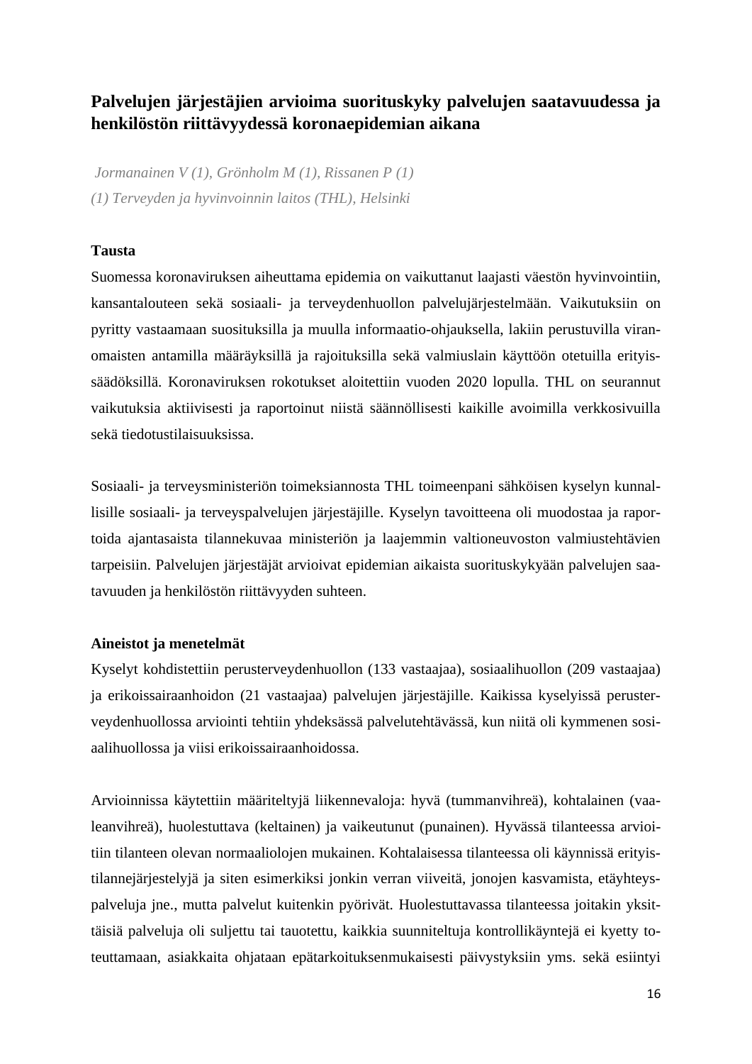## Palvelujen järjestäjien arvioima suorituskyky palvelujen saatavuudessa ja henkilöstön riittävyydessä koronaepidemian aikana

*Jormanainen V (1), Grönholm M (1), Rissanen P (1)*
*(1) Terveyden ja hyvinvoinnin laitos (THL), Helsinki*

**Tausta**

Suomessa koronaviruksen aiheuttama epidemia on vaikuttanut laajasti väestön hyvinvointiin, kansantalouteen sekä sosiaali- ja terveydenhuollon palvelujärjestelmään. Vaikutuksiin on pyritty vastaamaan suosituksilla ja muulla informaatio-ohjauksella, lakiin perustuvilla viranomaisten antamilla määräyksillä ja rajoituksilla sekä valmiuslain käyttöön otetuilla erityissäädöksillä. Koronaviruksen rokotukset aloitettiin vuoden 2020 lopulla. THL on seurannut vaikutuksia aktiivisesti ja raportoinut niistä säännöllisesti kaikille avoimilla verkkosivuilla sekä tiedotustilaisuuksissa.

Sosiaali- ja terveysministeriön toimeksiannosta THL toimeenpani sähköisen kyselyn kunnallisille sosiaali- ja terveyspalvelujen järjestäjille. Kyselyn tavoitteena oli muodostaa ja raportoida ajantasaista tilannekuvaa ministeriön ja laajemmin valtioneuvoston valmiustehtävien tarpeisiin. Palvelujen järjestäjät arvioivat epidemian aikaista suorituskykyään palvelujen saatavuuden ja henkilöstön riittävyyden suhteen.

**Aineistot ja menetelmät**

Kyselyt kohdistettiin perusterveydenhuollon (133 vastaajaa), sosiaalihuollon (209 vastaajaa) ja erikoissairaanhoidon (21 vastaajaa) palvelujen järjestäjille. Kaikissa kyselyissä perusterveydenhuollossa arviointi tehtiin yhdeksässä palvelutehtävässä, kun niitä oli kymmenen sosiaalihuollossa ja viisi erikoissairaanhoidossa.

Arvioinnissa käytettiin määriteltyjä liikennevaloja: hyvä (tummanvihreä), kohtalainen (vaaleanvihreä), huolestuttava (keltainen) ja vaikeutunut (punainen). Hyvässä tilanteessa arvioitiin tilanteen olevan normaaliolojen mukainen. Kohtalaisessa tilanteessa oli käynnissä erityistilannejärjestelyjä ja siten esimerkiksi jonkin verran viiveitä, jonojen kasvamista, etäyhteyspalveluja jne., mutta palvelut kuitenkin pyörivät. Huolestuttavassa tilanteessa joitakin yksittäisiä palveluja oli suljettu tai tauotettu, kaikkia suunniteltuja kontrollikäyntejä ei kyetty toteuttamaan, asiakkaita ohjataan epätarkoituksenmukaisesti päivystyksiin yms. sekä esiintyi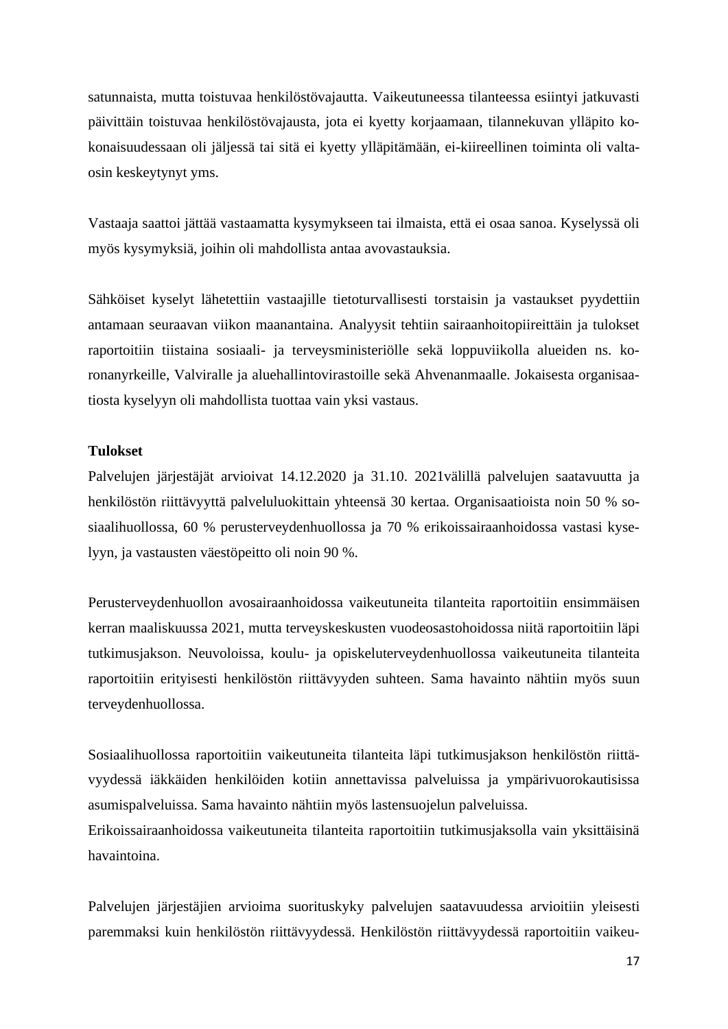satunnaista, mutta toistuvaa henkilöstövajautta. Vaikeutuneessa tilanteessa esiintyi jatkuvasti päivittäin toistuvaa henkilöstövajausta, jota ei kyetty korjaamaan, tilannekuvan ylläpito kokonaisuudessaan oli jäljessä tai sitä ei kyetty ylläpitämään, ei-kiireellinen toiminta oli valtaosin keskeytynyt yms.

Vastaaja saattoi jättää vastaamatta kysymykseen tai ilmaista, että ei osaa sanoa. Kyselyssä oli myös kysymyksiä, joihin oli mahdollista antaa avovastauksia.

Sähköiset kyselyt lähetettiin vastaajille tietoturvallisesti torstaisin ja vastaukset pyydettiin antamaan seuraavan viikon maanantaina. Analyysit tehtiin sairaanhoitopiireittäin ja tulokset raportoitiin tiistaina sosiaali- ja terveysministeriölle sekä loppuviikolla alueiden ns. koronanyrkeille, Valviralle ja aluehallintovirastoille sekä Ahvenanmaalle. Jokaisesta organisaatiosta kyselyyn oli mahdollista tuottaa vain yksi vastaus.

**Tulokset**

Palvelujen järjestäjät arvioivat 14.12.2020 ja 31.10. 2021välillä palvelujen saatavuutta ja henkilöstön riittävyyttä palveluluokittain yhteensä 30 kertaa. Organisaatioista noin 50 % sosiaalihuollossa, 60 % perusterveydenhuollossa ja 70 % erikoissairaanhoidossa vastasi kyselyyn, ja vastausten väestöpeitto oli noin 90 %.

Perusterveydenhuollon avosairaanhoidossa vaikeutuneita tilanteita raportoitiin ensimmäisen kerran maaliskuussa 2021, mutta terveyskeskusten vuodeosastohoidossa niitä raportoitiin läpi tutkimusjakson. Neuvoloissa, koulu- ja opiskeluterveydenhuollossa vaikeutuneita tilanteita raportoitiin erityisesti henkilöstön riittävyyden suhteen. Sama havainto nähtiin myös suun terveydenhuollossa.

Sosiaalihuollossa raportoitiin vaikeutuneita tilanteita läpi tutkimusjakson henkilöstön riittävyydessä iäkkäiden henkilöiden kotiin annettavissa palveluissa ja ympärivuorokautisissa asumispalveluissa. Sama havainto nähtiin myös lastensuojelun palveluissa.
Erikoissairaanhoidossa vaikeutuneita tilanteita raportoitiin tutkimusjaksolla vain yksittäisinä havaintoina.

Palvelujen järjestäjien arvioima suorituskyky palvelujen saatavuudessa arvioitiin yleisesti paremmaksi kuin henkilöstön riittävyydessä. Henkilöstön riittävyydessä raportoitiin vaikeu-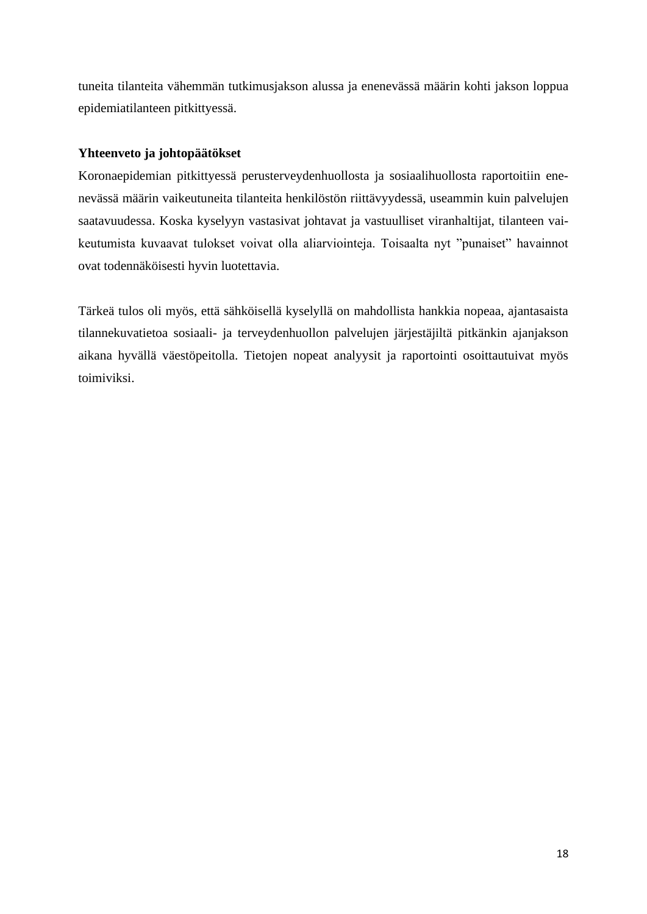tuneita tilanteita vähemmän tutkimusjakson alussa ja enenevässä määrin kohti jakson loppua epidemiatilanteen pitkittyessä.

**Yhteenveto ja johtopäätökset**

Koronaepidemian pitkittyessä perusterveydenhuollosta ja sosiaalihuollosta raportoitiin enenevässä määrin vaikeutuneita tilanteita henkilöstön riittävyydessä, useammin kuin palvelujen saatavuudessa. Koska kyselyyn vastasivat johtavat ja vastuulliset viranhaltijat, tilanteen vaikeutumista kuvaavat tulokset voivat olla aliarviointeja. Toisaalta nyt ”punaiset” havainnot ovat todennäköisesti hyvin luotettavia.

Tärkeä tulos oli myös, että sähköisellä kyselyllä on mahdollista hankkia nopeaa, ajantasaista tilannekuvatietoa sosiaali- ja terveydenhuollon palvelujen järjestäjiltä pitkänkin ajanjakson aikana hyvällä väestöpeitolla. Tietojen nopeat analyysit ja raportointi osoittautuivat myös toimiviksi.